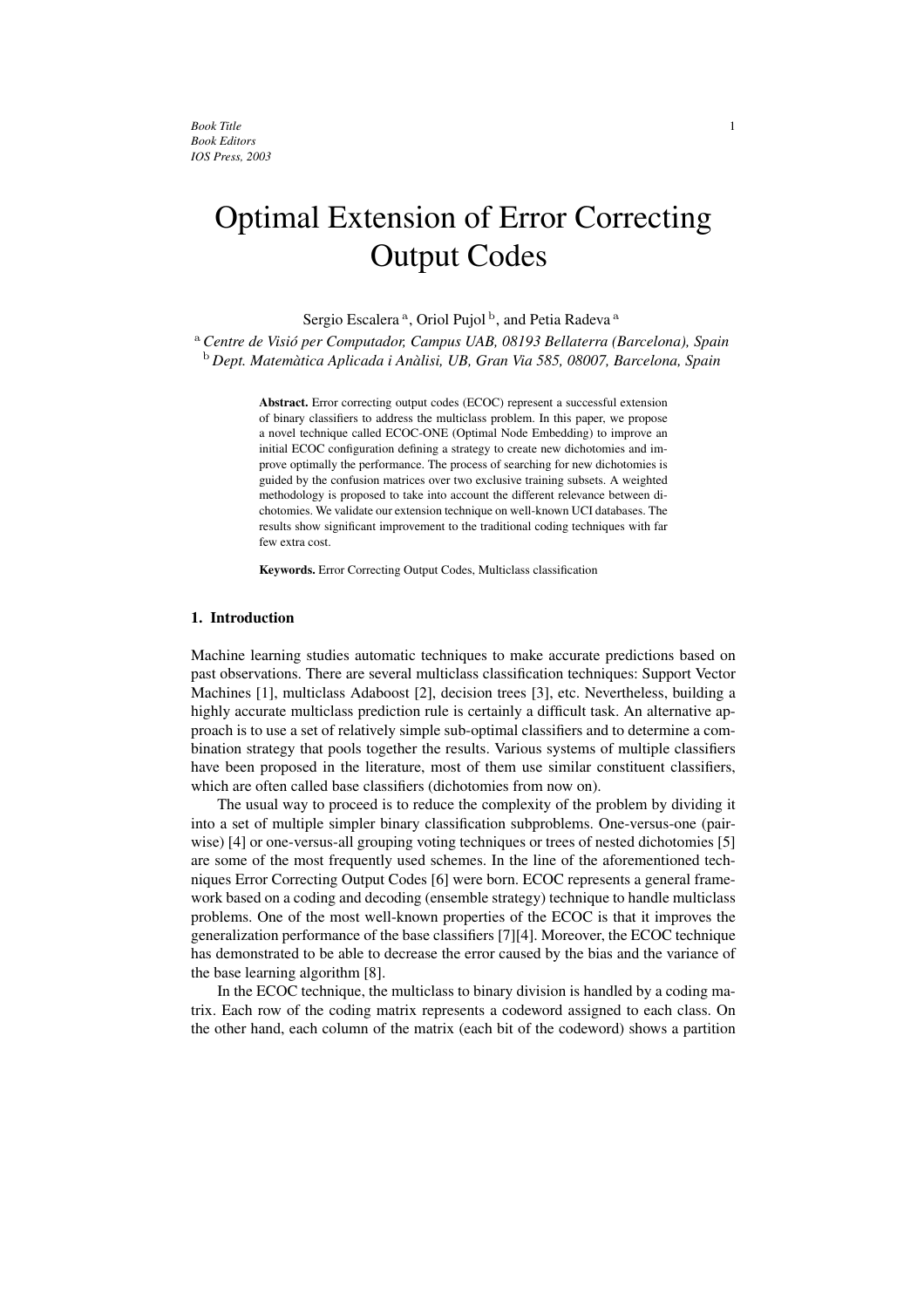# Optimal Extension of Error Correcting Output Codes

Sergio Escalera [a], Oriol Pujol [b], and Petia Radeva [a]

[a] *Centre de Visió per Computador, Campus UAB, 08193 Bellaterra (Barcelona), Spain*
[b] *Dept. Matemàtica Aplicada i Anàlisi, UB, Gran Via 585, 08007, Barcelona, Spain*

**Abstract.** Error correcting output codes (ECOC) represent a successful extension of binary classifiers to address the multiclass problem. In this paper, we propose a novel technique called ECOC-ONE (Optimal Node Embedding) to improve an initial ECOC configuration defining a strategy to create new dichotomies and improve optimally the performance. The process of searching for new dichotomies is guided by the confusion matrices over two exclusive training subsets. A weighted methodology is proposed to take into account the different relevance between dichotomies. We validate our extension technique on well-known UCI databases. The results show significant improvement to the traditional coding techniques with far few extra cost.

**Keywords.** Error Correcting Output Codes, Multiclass classification

## 1. Introduction

Machine learning studies automatic techniques to make accurate predictions based on past observations. There are several multiclass classification techniques: Support Vector Machines [1], multiclass Adaboost [2], decision trees [3], etc. Nevertheless, building a highly accurate multiclass prediction rule is certainly a difficult task. An alternative approach is to use a set of relatively simple sub-optimal classifiers and to determine a combination strategy that pools together the results. Various systems of multiple classifiers have been proposed in the literature, most of them use similar constituent classifiers, which are often called base classifiers (dichotomies from now on).

The usual way to proceed is to reduce the complexity of the problem by dividing it into a set of multiple simpler binary classification subproblems. One-versus-one (pairwise) [4] or one-versus-all grouping voting techniques or trees of nested dichotomies [5] are some of the most frequently used schemes. In the line of the aforementioned techniques Error Correcting Output Codes [6] were born. ECOC represents a general framework based on a coding and decoding (ensemble strategy) technique to handle multiclass problems. One of the most well-known properties of the ECOC is that it improves the generalization performance of the base classifiers [7][4]. Moreover, the ECOC technique has demonstrated to be able to decrease the error caused by the bias and the variance of the base learning algorithm [8].

In the ECOC technique, the multiclass to binary division is handled by a coding matrix. Each row of the coding matrix represents a codeword assigned to each class. On the other hand, each column of the matrix (each bit of the codeword) shows a partition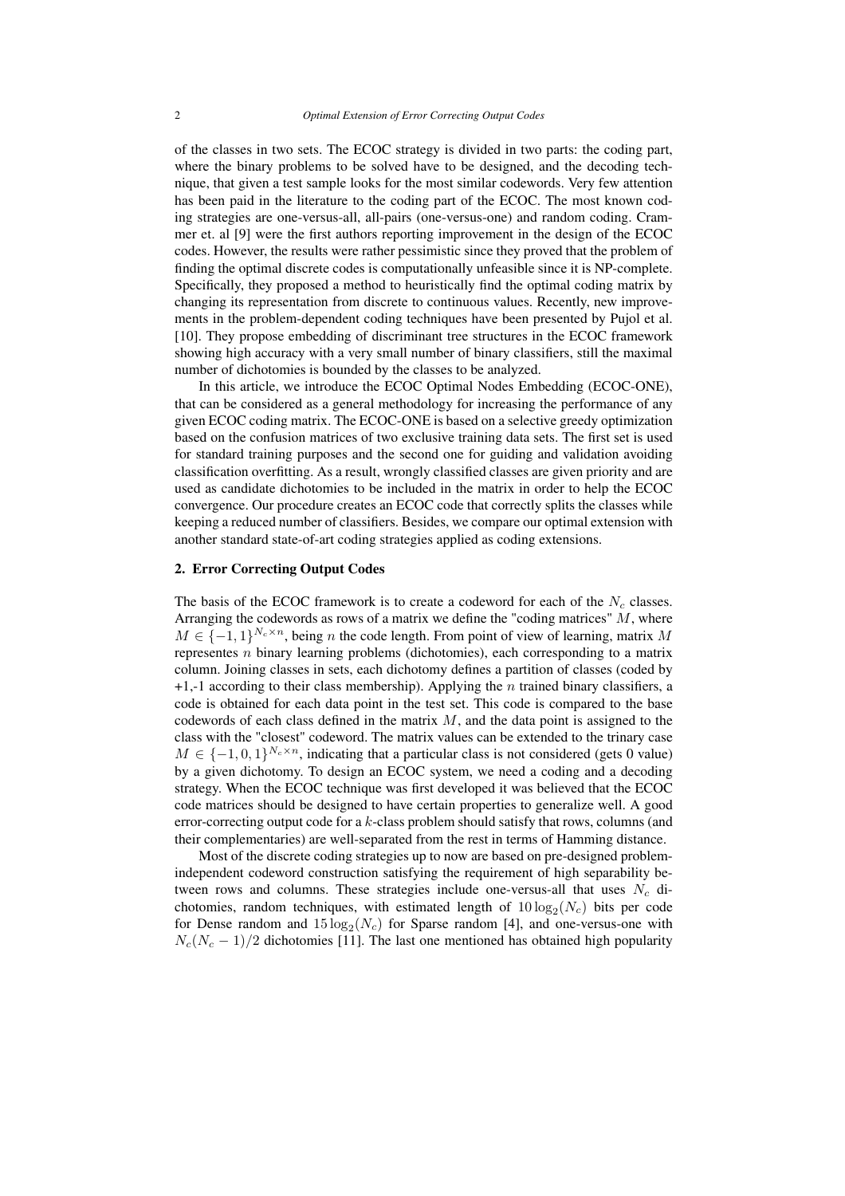of the classes in two sets. The ECOC strategy is divided in two parts: the coding part, where the binary problems to be solved have to be designed, and the decoding technique, that given a test sample looks for the most similar codewords. Very few attention has been paid in the literature to the coding part of the ECOC. The most known coding strategies are one-versus-all, all-pairs (one-versus-one) and random coding. Crammer et. al [9] were the first authors reporting improvement in the design of the ECOC codes. However, the results were rather pessimistic since they proved that the problem of finding the optimal discrete codes is computationally unfeasible since it is NP-complete. Specifically, they proposed a method to heuristically find the optimal coding matrix by changing its representation from discrete to continuous values. Recently, new improvements in the problem-dependent coding techniques have been presented by Pujol et al. [10]. They propose embedding of discriminant tree structures in the ECOC framework showing high accuracy with a very small number of binary classifiers, still the maximal number of dichotomies is bounded by the classes to be analyzed.

In this article, we introduce the ECOC Optimal Nodes Embedding (ECOC-ONE), that can be considered as a general methodology for increasing the performance of any given ECOC coding matrix. The ECOC-ONE is based on a selective greedy optimization based on the confusion matrices of two exclusive training data sets. The first set is used for standard training purposes and the second one for guiding and validation avoiding classification overfitting. As a result, wrongly classified classes are given priority and are used as candidate dichotomies to be included in the matrix in order to help the ECOC convergence. Our procedure creates an ECOC code that correctly splits the classes while keeping a reduced number of classifiers. Besides, we compare our optimal extension with another standard state-of-art coding strategies applied as coding extensions.

## 2. Error Correcting Output Codes

The basis of the ECOC framework is to create a codeword for each of the $N_c$ classes. Arranging the codewords as rows of a matrix we define the "coding matrices" $M$, where $M \in \{-1, 1\}^{N_c \times n}$, being $n$ the code length. From point of view of learning, matrix $M$ representes $n$ binary learning problems (dichotomies), each corresponding to a matrix column. Joining classes in sets, each dichotomy defines a partition of classes (coded by +1,-1 according to their class membership). Applying the $n$ trained binary classifiers, a code is obtained for each data point in the test set. This code is compared to the base codewords of each class defined in the matrix $M$, and the data point is assigned to the class with the "closest" codeword. The matrix values can be extended to the trinary case $M \in \{-1, 0, 1\}^{N_c \times n}$, indicating that a particular class is not considered (gets 0 value) by a given dichotomy. To design an ECOC system, we need a coding and a decoding strategy. When the ECOC technique was first developed it was believed that the ECOC code matrices should be designed to have certain properties to generalize well. A good error-correcting output code for a $k$-class problem should satisfy that rows, columns (and their complementaries) are well-separated from the rest in terms of Hamming distance.

Most of the discrete coding strategies up to now are based on pre-designed problem-independent codeword construction satisfying the requirement of high separability between rows and columns. These strategies include one-versus-all that uses $N_c$ dichotomies, random techniques, with estimated length of $10 \log_2(N_c)$ bits per code for Dense random and $15 \log_2(N_c)$ for Sparse random [4], and one-versus-one with $N_c(N_c - 1)/2$ dichotomies [11]. The last one mentioned has obtained high popularity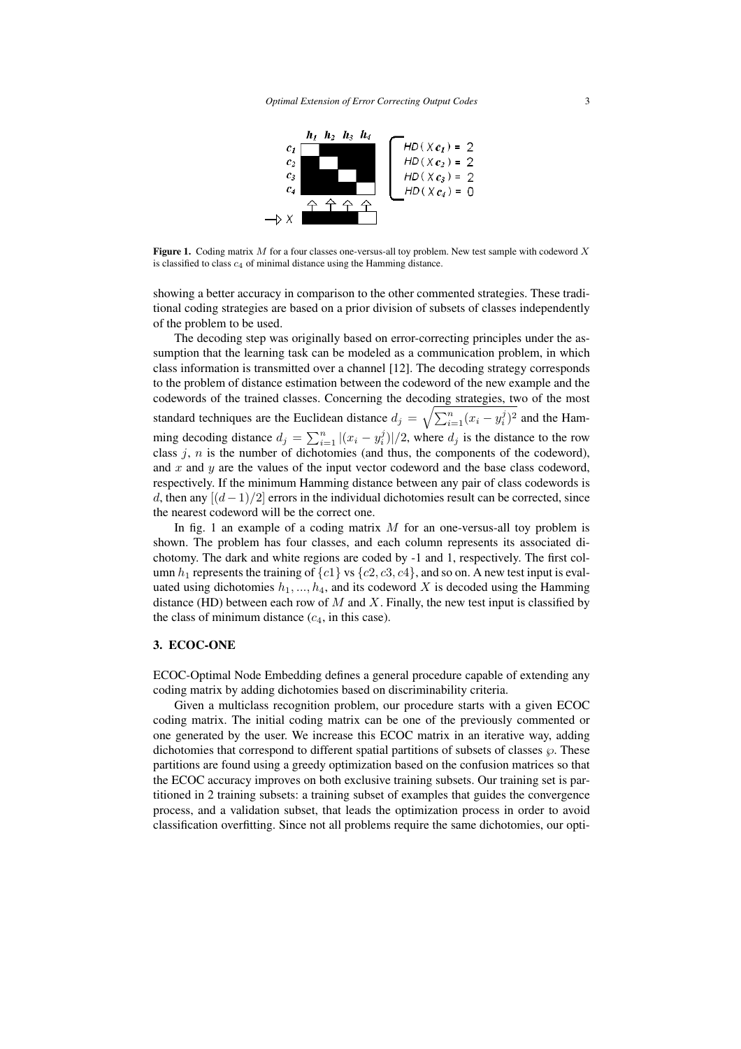**Figure 1.** Coding matrix $M$ for a four classes one-versus-all toy problem. New test sample with codeword $X$ is classified to class $c_4$ of minimal distance using the Hamming distance.

showing a better accuracy in comparison to the other commented strategies. These traditional coding strategies are based on a prior division of subsets of classes independently of the problem to be used.

The decoding step was originally based on error-correcting principles under the assumption that the learning task can be modeled as a communication problem, in which class information is transmitted over a channel [12]. The decoding strategy corresponds to the problem of distance estimation between the codeword of the new example and the codewords of the trained classes. Concerning the decoding strategies, two of the most standard techniques are the Euclidean distance $d_j = \sqrt{\sum_{i=1}^{n}(x_i - y_i^j)^2}$ and the Hamming decoding distance $d_j = \sum_{i=1}^{n} |(x_i - y_i^j)|/2$, where $d_j$ is the distance to the row class $j$, $n$ is the number of dichotomies (and thus, the components of the codeword), and $x$ and $y$ are the values of the input vector codeword and the base class codeword, respectively. If the minimum Hamming distance between any pair of class codewords is $d$, then any $[(d-1)/2]$ errors in the individual dichotomies result can be corrected, since the nearest codeword will be the correct one.

In fig. 1 an example of a coding matrix $M$ for an one-versus-all toy problem is shown. The problem has four classes, and each column represents its associated dichotomy. The dark and white regions are coded by -1 and 1, respectively. The first column $h_1$ represents the training of $\{c1\}$ vs $\{c2, c3, c4\}$, and so on. A new test input is evaluated using dichotomies $h_1, ..., h_4$, and its codeword $X$ is decoded using the Hamming distance (HD) between each row of $M$ and $X$. Finally, the new test input is classified by the class of minimum distance ($c_4$, in this case).

## 3. ECOC-ONE

ECOC-Optimal Node Embedding defines a general procedure capable of extending any coding matrix by adding dichotomies based on discriminability criteria.

Given a multiclass recognition problem, our procedure starts with a given ECOC coding matrix. The initial coding matrix can be one of the previously commented or one generated by the user. We increase this ECOC matrix in an iterative way, adding dichotomies that correspond to different spatial partitions of subsets of classes $\wp$. These partitions are found using a greedy optimization based on the confusion matrices so that the ECOC accuracy improves on both exclusive training subsets. Our training set is partitioned in 2 training subsets: a training subset of examples that guides the convergence process, and a validation subset, that leads the optimization process in order to avoid classification overfitting. Since not all problems require the same dichotomies, our opti-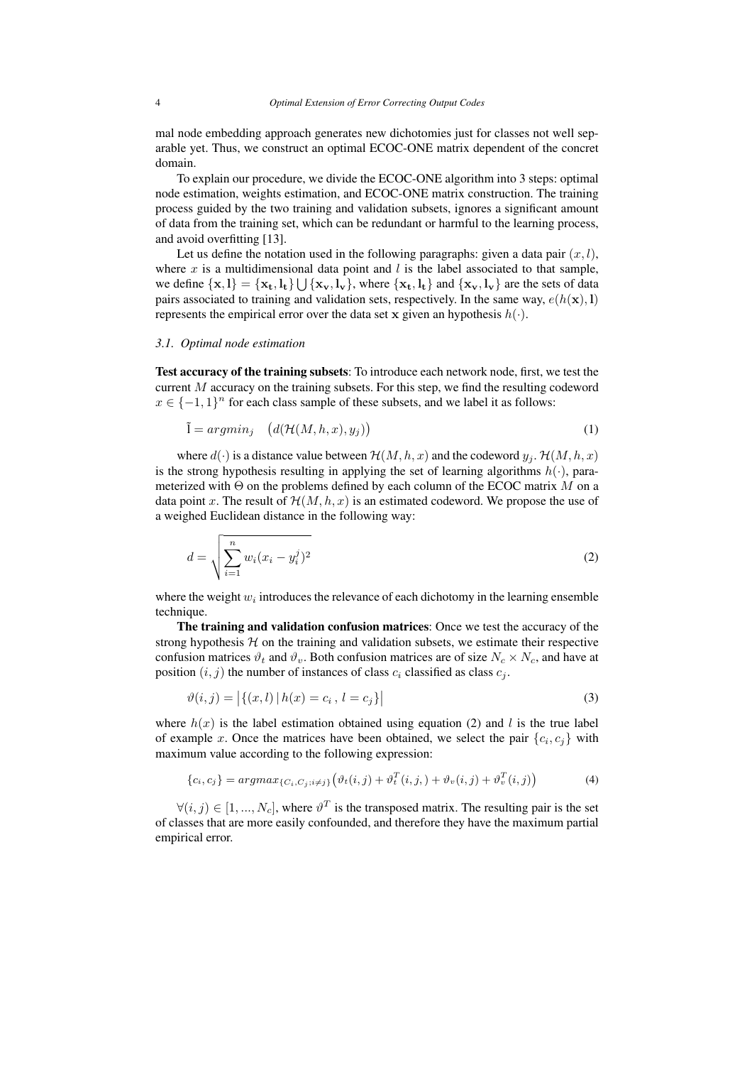mal node embedding approach generates new dichotomies just for classes not well separable yet. Thus, we construct an optimal ECOC-ONE matrix dependent of the concret domain.

To explain our procedure, we divide the ECOC-ONE algorithm into 3 steps: optimal node estimation, weights estimation, and ECOC-ONE matrix construction. The training process guided by the two training and validation subsets, ignores a significant amount of data from the training set, which can be redundant or harmful to the learning process, and avoid overfitting [13].

Let us define the notation used in the following paragraphs: given a data pair $(x, l)$, where $x$ is a multidimensional data point and $l$ is the label associated to that sample, we define $\{\mathbf{x}, \mathbf{l}\} = \{\mathbf{x_t}, \mathbf{l_t}\} \bigcup \{\mathbf{x_v}, \mathbf{l_v}\}$, where $\{\mathbf{x_t}, \mathbf{l_t}\}$ and $\{\mathbf{x_v}, \mathbf{l_v}\}$ are the sets of data pairs associated to training and validation sets, respectively. In the same way, $e(h(\mathbf{x}), \mathbf{l})$ represents the empirical error over the data set $\mathbf{x}$ given an hypothesis $h(\cdot)$.

### *3.1. Optimal node estimation*

**Test accuracy of the training subsets**: To introduce each network node, first, we test the current $M$ accuracy on the training subsets. For this step, we find the resulting codeword $x \in \{-1, 1\}^n$ for each class sample of these subsets, and we label it as follows:

$$\tilde{\mathrm{l}} = argmin_j \quad \big(d(\mathcal{H}(M, h, x), y_j)\big) \tag{1}$$

where $d(\cdot)$ is a distance value between $\mathcal{H}(M, h, x)$ and the codeword $y_j$. $\mathcal{H}(M, h, x)$ is the strong hypothesis resulting in applying the set of learning algorithms $h(\cdot)$, parameterized with $\Theta$ on the problems defined by each column of the ECOC matrix $M$ on a data point $x$. The result of $\mathcal{H}(M, h, x)$ is an estimated codeword. We propose the use of a weighed Euclidean distance in the following way:

$$d = \sqrt{\sum_{i=1}^{n} w_i (x_i - y_i^j)^2} \tag{2}$$

where the weight $w_i$ introduces the relevance of each dichotomy in the learning ensemble technique.

**The training and validation confusion matrices**: Once we test the accuracy of the strong hypothesis $\mathcal{H}$ on the training and validation subsets, we estimate their respective confusion matrices $\vartheta_t$ and $\vartheta_v$. Both confusion matrices are of size $N_c \times N_c$, and have at position $(i, j)$ the number of instances of class $c_i$ classified as class $c_j$.

$$\vartheta(i, j) = \big|\{(x, l) \,|\, h(x) = c_i \,,\, l = c_j\}\big| \tag{3}$$

where $h(x)$ is the label estimation obtained using equation (2) and $l$ is the true label of example $x$. Once the matrices have been obtained, we select the pair $\{c_i, c_j\}$ with maximum value according to the following expression:

$$\{c_i, c_j\} = argmax_{\{C_i, C_j; i \neq j\}} \big(\vartheta_t(i, j) + \vartheta_t^T(i, j,) + \vartheta_v(i, j) + \vartheta_v^T(i, j)\big) \tag{4}$$

$\forall (i, j) \in [1, ..., N_c]$, where $\vartheta^T$ is the transposed matrix. The resulting pair is the set of classes that are more easily confounded, and therefore they have the maximum partial empirical error.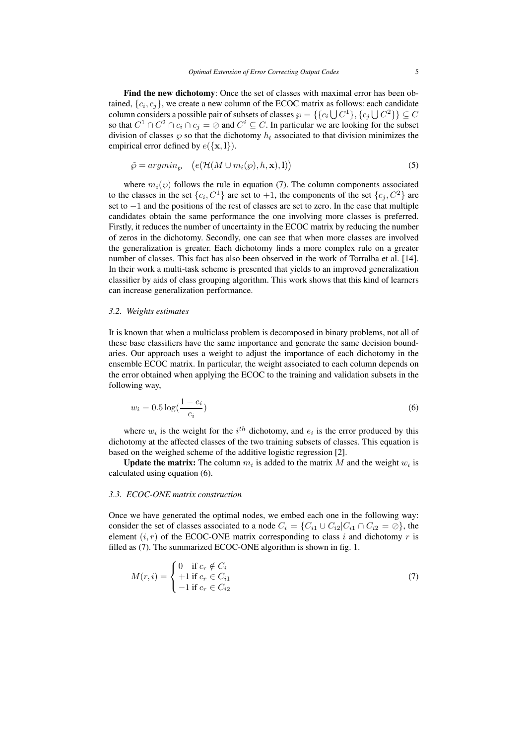**Find the new dichotomy**: Once the set of classes with maximal error has been obtained, $\{c_i, c_j\}$, we create a new column of the ECOC matrix as follows: each candidate column considers a possible pair of subsets of classes $\wp = \{\{c_i \bigcup C^1\}, \{c_j \bigcup C^2\}\} \subseteq C$ so that $C^1 \cap C^2 \cap c_i \cap c_j = \oslash$ and $C^i \subseteq C$. In particular we are looking for the subset division of classes $\wp$ so that the dichotomy $h_t$ associated to that division minimizes the empirical error defined by $e(\{\mathbf{x}, \mathbf{l}\})$.

$$\tilde{\wp} = argmin_{\wp} \quad \left(e(\mathcal{H}(M \cup m_i(\wp), h, \mathbf{x}), \mathbf{l})\right) \tag{5}$$

where $m_i(\wp)$ follows the rule in equation (7). The column components associated to the classes in the set $\{c_i, C^1\}$ are set to $+1$, the components of the set $\{c_j, C^2\}$ are set to $-1$ and the positions of the rest of classes are set to zero. In the case that multiple candidates obtain the same performance the one involving more classes is preferred. Firstly, it reduces the number of uncertainty in the ECOC matrix by reducing the number of zeros in the dichotomy. Secondly, one can see that when more classes are involved the generalization is greater. Each dichotomy finds a more complex rule on a greater number of classes. This fact has also been observed in the work of Torralba et al. [14]. In their work a multi-task scheme is presented that yields to an improved generalization classifier by aids of class grouping algorithm. This work shows that this kind of learners can increase generalization performance.

### *3.2. Weights estimates*

It is known that when a multiclass problem is decomposed in binary problems, not all of these base classifiers have the same importance and generate the same decision boundaries. Our approach uses a weight to adjust the importance of each dichotomy in the ensemble ECOC matrix. In particular, the weight associated to each column depends on the error obtained when applying the ECOC to the training and validation subsets in the following way,

$$w_i = 0.5 \log(\frac{1 - e_i}{e_i}) \tag{6}$$

where $w_i$ is the weight for the $i^{th}$ dichotomy, and $e_i$ is the error produced by this dichotomy at the affected classes of the two training subsets of classes. This equation is based on the weighed scheme of the additive logistic regression [2].

**Update the matrix:** The column $m_i$ is added to the matrix $M$ and the weight $w_i$ is calculated using equation (6).

### *3.3. ECOC-ONE matrix construction*

Once we have generated the optimal nodes, we embed each one in the following way: consider the set of classes associated to a node $C_i = \{C_{i1} \cup C_{i2} | C_{i1} \cap C_{i2} = \oslash\}$, the element $(i, r)$ of the ECOC-ONE matrix corresponding to class $i$ and dichotomy $r$ is filled as (7). The summarized ECOC-ONE algorithm is shown in fig. 1.

$$M(r, i) = \begin{cases} 0 & \text{if } c_r \notin C_i \\ +1 & \text{if } c_r \in C_{i1} \\ -1 & \text{if } c_r \in C_{i2} \end{cases} \tag{7}$$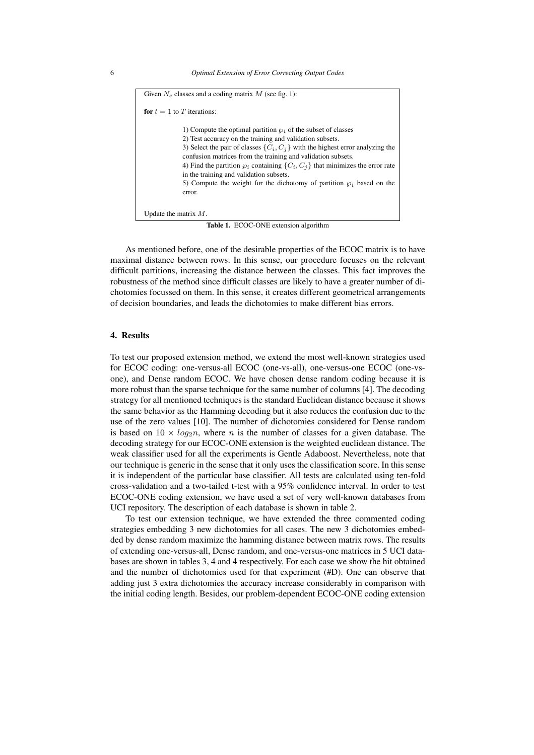Given $N_c$ classes and a coding matrix $M$ (see fig. 1):

**for** $t = 1$ to $T$ iterations:

1) Compute the optimal partition $\wp_i$ of the subset of classes
2) Test accuracy on the training and validation subsets.
3) Select the pair of classes $\{C_i, C_j\}$ with the highest error analyzing the confusion matrices from the training and validation subsets.
4) Find the partition $\wp_i$ containing $\{C_i, C_j\}$ that minimizes the error rate in the training and validation subsets.
5) Compute the weight for the dichotomy of partition $\wp_i$ based on the error.

Update the matrix $M$.

**Table 1.** ECOC-ONE extension algorithm

As mentioned before, one of the desirable properties of the ECOC matrix is to have maximal distance between rows. In this sense, our procedure focuses on the relevant difficult partitions, increasing the distance between the classes. This fact improves the robustness of the method since difficult classes are likely to have a greater number of dichotomies focussed on them. In this sense, it creates different geometrical arrangements of decision boundaries, and leads the dichotomies to make different bias errors.

## 4. Results

To test our proposed extension method, we extend the most well-known strategies used for ECOC coding: one-versus-all ECOC (one-vs-all), one-versus-one ECOC (one-vs-one), and Dense random ECOC. We have chosen dense random coding because it is more robust than the sparse technique for the same number of columns [4]. The decoding strategy for all mentioned techniques is the standard Euclidean distance because it shows the same behavior as the Hamming decoding but it also reduces the confusion due to the use of the zero values [10]. The number of dichotomies considered for Dense random is based on $10 \times log_2 n$, where $n$ is the number of classes for a given database. The decoding strategy for our ECOC-ONE extension is the weighted euclidean distance. The weak classifier used for all the experiments is Gentle Adaboost. Nevertheless, note that our technique is generic in the sense that it only uses the classification score. In this sense it is independent of the particular base classifier. All tests are calculated using ten-fold cross-validation and a two-tailed t-test with a 95% confidence interval. In order to test ECOC-ONE coding extension, we have used a set of very well-known databases from UCI repository. The description of each database is shown in table 2.

To test our extension technique, we have extended the three commented coding strategies embedding 3 new dichotomies for all cases. The new 3 dichotomies embedded by dense random maximize the hamming distance between matrix rows. The results of extending one-versus-all, Dense random, and one-versus-one matrices in 5 UCI databases are shown in tables 3, 4 and 4 respectively. For each case we show the hit obtained and the number of dichotomies used for that experiment (#D). One can observe that adding just 3 extra dichotomies the accuracy increase considerably in comparison with the initial coding length. Besides, our problem-dependent ECOC-ONE coding extension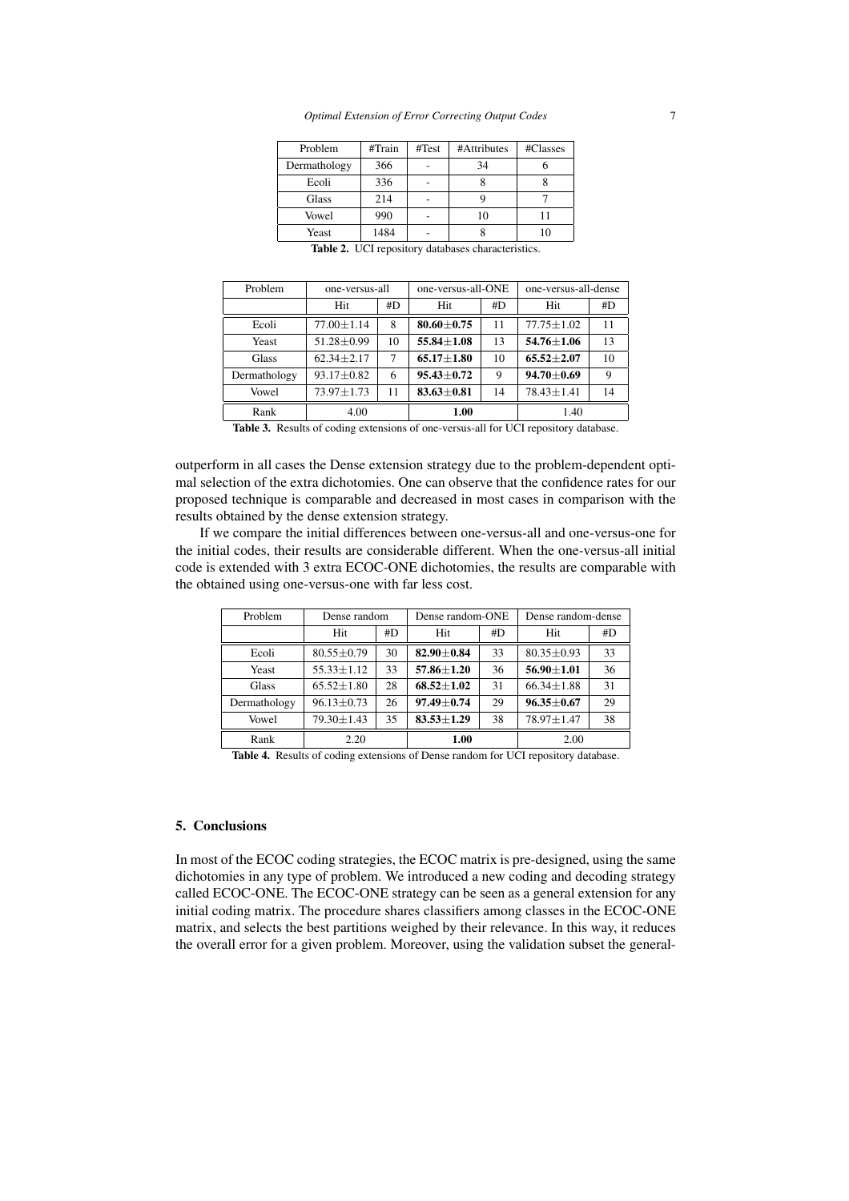| Problem | #Train | #Test | #Attributes | #Classes |
|---|---|---|---|---|
| Dermathology | 366 | - | 34 | 6 |
| Ecoli | 336 | - | 8 | 8 |
| Glass | 214 | - | 9 | 7 |
| Vowel | 990 | - | 10 | 11 |
| Yeast | 1484 | - | 8 | 10 |

**Table 2.** UCI repository databases characteristics.

| Problem | one-versus-all | | one-versus-all-ONE | | one-versus-all-dense | |
|---|---|---|---|---|---|---|
| | Hit | #D | Hit | #D | Hit | #D |
| Ecoli | 77.00±1.14 | 8 | **80.60±0.75** | 11 | 77.75±1.02 | 11 |
| Yeast | 51.28±0.99 | 10 | **55.84±1.08** | 13 | **54.76±1.06** | 13 |
| Glass | 62.34±2.17 | 7 | **65.17±1.80** | 10 | **65.52±2.07** | 10 |
| Dermathology | 93.17±0.82 | 6 | **95.43±0.72** | 9 | **94.70±0.69** | 9 |
| Vowel | 73.97±1.73 | 11 | **83.63±0.81** | 14 | 78.43±1.41 | 14 |
| Rank | 4.00 | | **1.00** | | 1.40 | |

**Table 3.** Results of coding extensions of one-versus-all for UCI repository database.

outperform in all cases the Dense extension strategy due to the problem-dependent optimal selection of the extra dichotomies. One can observe that the confidence rates for our proposed technique is comparable and decreased in most cases in comparison with the results obtained by the dense extension strategy.

If we compare the initial differences between one-versus-all and one-versus-one for the initial codes, their results are considerable different. When the one-versus-all initial code is extended with 3 extra ECOC-ONE dichotomies, the results are comparable with the obtained using one-versus-one with far less cost.

| Problem | Dense random | | Dense random-ONE | | Dense random-dense | |
|---|---|---|---|---|---|---|
| | Hit | #D | Hit | #D | Hit | #D |
| Ecoli | 80.55±0.79 | 30 | **82.90±0.84** | 33 | 80.35±0.93 | 33 |
| Yeast | 55.33±1.12 | 33 | **57.86±1.20** | 36 | **56.90±1.01** | 36 |
| Glass | 65.52±1.80 | 28 | **68.52±1.02** | 31 | 66.34±1.88 | 31 |
| Dermathology | 96.13±0.73 | 26 | **97.49±0.74** | 29 | **96.35±0.67** | 29 |
| Vowel | 79.30±1.43 | 35 | **83.53±1.29** | 38 | 78.97±1.47 | 38 |
| Rank | 2.20 | | **1.00** | | 2.00 | |

**Table 4.** Results of coding extensions of Dense random for UCI repository database.

## 5. Conclusions

In most of the ECOC coding strategies, the ECOC matrix is pre-designed, using the same dichotomies in any type of problem. We introduced a new coding and decoding strategy called ECOC-ONE. The ECOC-ONE strategy can be seen as a general extension for any initial coding matrix. The procedure shares classifiers among classes in the ECOC-ONE matrix, and selects the best partitions weighed by their relevance. In this way, it reduces the overall error for a given problem. Moreover, using the validation subset the general-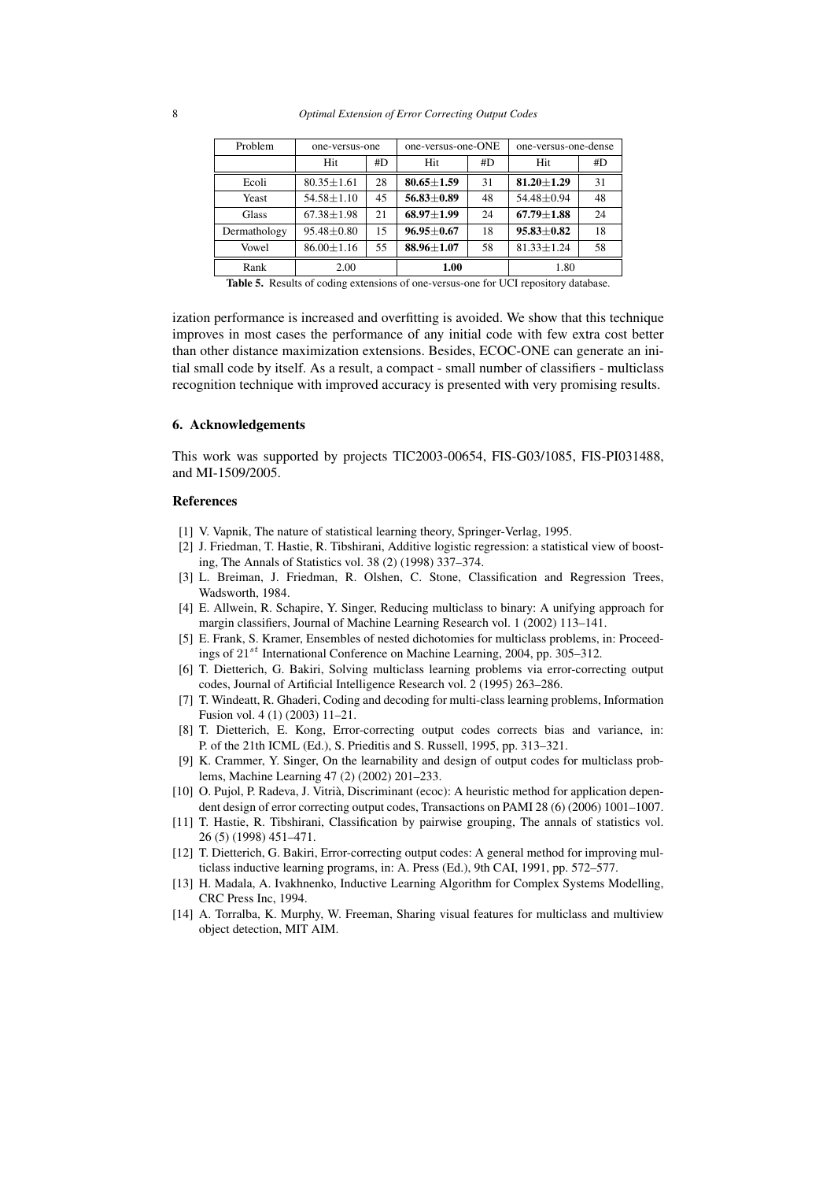| Problem | one-versus-one | | one-versus-one-ONE | | one-versus-one-dense | |
|---|---|---|---|---|---|---|
| | Hit | #D | Hit | #D | Hit | #D |
| Ecoli | 80.35±1.61 | 28 | **80.65±1.59** | 31 | **81.20±1.29** | 31 |
| Yeast | 54.58±1.10 | 45 | **56.83±0.89** | 48 | 54.48±0.94 | 48 |
| Glass | 67.38±1.98 | 21 | **68.97±1.99** | 24 | **67.79±1.88** | 24 |
| Dermathology | 95.48±0.80 | 15 | **96.95±0.67** | 18 | **95.83±0.82** | 18 |
| Vowel | 86.00±1.16 | 55 | **88.96±1.07** | 58 | 81.33±1.24 | 58 |
| Rank | 2.00 | | **1.00** | | 1.80 | |

**Table 5.** Results of coding extensions of one-versus-one for UCI repository database.

ization performance is increased and overfitting is avoided. We show that this technique improves in most cases the performance of any initial code with few extra cost better than other distance maximization extensions. Besides, ECOC-ONE can generate an initial small code by itself. As a result, a compact - small number of classifiers - multiclass recognition technique with improved accuracy is presented with very promising results.

## 6. Acknowledgements

This work was supported by projects TIC2003-00654, FIS-G03/1085, FIS-PI031488, and MI-1509/2005.

## References

[1] V. Vapnik, The nature of statistical learning theory, Springer-Verlag, 1995.

[2] J. Friedman, T. Hastie, R. Tibshirani, Additive logistic regression: a statistical view of boosting, The Annals of Statistics vol. 38 (2) (1998) 337–374.

[3] L. Breiman, J. Friedman, R. Olshen, C. Stone, Classification and Regression Trees, Wadsworth, 1984.

[4] E. Allwein, R. Schapire, Y. Singer, Reducing multiclass to binary: A unifying approach for margin classifiers, Journal of Machine Learning Research vol. 1 (2002) 113–141.

[5] E. Frank, S. Kramer, Ensembles of nested dichotomies for multiclass problems, in: Proceedings of $21^{st}$ International Conference on Machine Learning, 2004, pp. 305–312.

[6] T. Dietterich, G. Bakiri, Solving multiclass learning problems via error-correcting output codes, Journal of Artificial Intelligence Research vol. 2 (1995) 263–286.

[7] T. Windeatt, R. Ghaderi, Coding and decoding for multi-class learning problems, Information Fusion vol. 4 (1) (2003) 11–21.

[8] T. Dietterich, E. Kong, Error-correcting output codes corrects bias and variance, in: P. of the 21th ICML (Ed.), S. Prieditis and S. Russell, 1995, pp. 313–321.

[9] K. Crammer, Y. Singer, On the learnability and design of output codes for multiclass problems, Machine Learning 47 (2) (2002) 201–233.

[10] O. Pujol, P. Radeva, J. Vitrià, Discriminant (ecoc): A heuristic method for application dependent design of error correcting output codes, Transactions on PAMI 28 (6) (2006) 1001–1007.

[11] T. Hastie, R. Tibshirani, Classification by pairwise grouping, The annals of statistics vol. 26 (5) (1998) 451–471.

[12] T. Dietterich, G. Bakiri, Error-correcting output codes: A general method for improving multiclass inductive learning programs, in: A. Press (Ed.), 9th CAI, 1991, pp. 572–577.

[13] H. Madala, A. Ivakhnenko, Inductive Learning Algorithm for Complex Systems Modelling, CRC Press Inc, 1994.

[14] A. Torralba, K. Murphy, W. Freeman, Sharing visual features for multiclass and multiview object detection, MIT AIM.